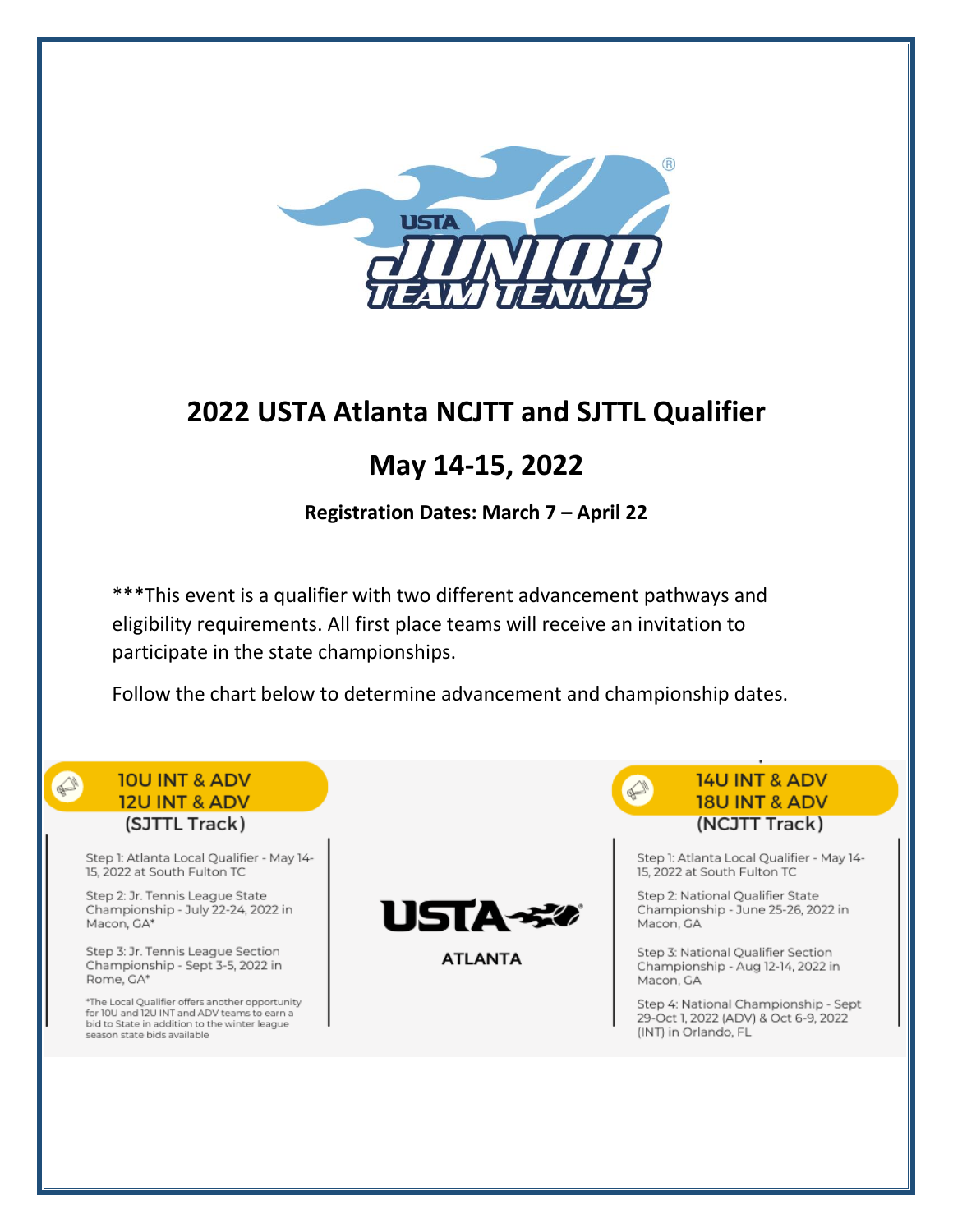# 2022 USTA Atlanta NCJTT and SJTTL Qualifier

## May 14-15, 2022

**Registration Dates: March 7 – April 22**

***This event is a qualifier with two different advancement pathways and eligibility requirements. All first place teams will receive an invitation to participate in the state championships.

Follow the chart below to determine advancement and championship dates.

### 10U INT & ADV
### 12U INT & ADV
### (SJTTL Track)

Step 1: Atlanta Local Qualifier - May 14-15, 2022 at South Fulton TC

Step 2: Jr. Tennis League State Championship - July 22-24, 2022 in Macon, GA*

Step 3: Jr. Tennis League Section Championship - Sept 3-5, 2022 in Rome, GA*

*The Local Qualifier offers another opportunity for 10U and 12U INT and ADV teams to earn a bid to State in addition to the winter league season state bids available

USTA ATLANTA

### 14U INT & ADV
### 18U INT & ADV
### (NCJTT Track)

Step 1: Atlanta Local Qualifier - May 14-15, 2022 at South Fulton TC

Step 2: National Qualifier State Championship - June 25-26, 2022 in Macon, GA

Step 3: National Qualifier Section Championship - Aug 12-14, 2022 in Macon, GA

Step 4: National Championship - Sept 29-Oct 1, 2022 (ADV) & Oct 6-9, 2022 (INT) in Orlando, FL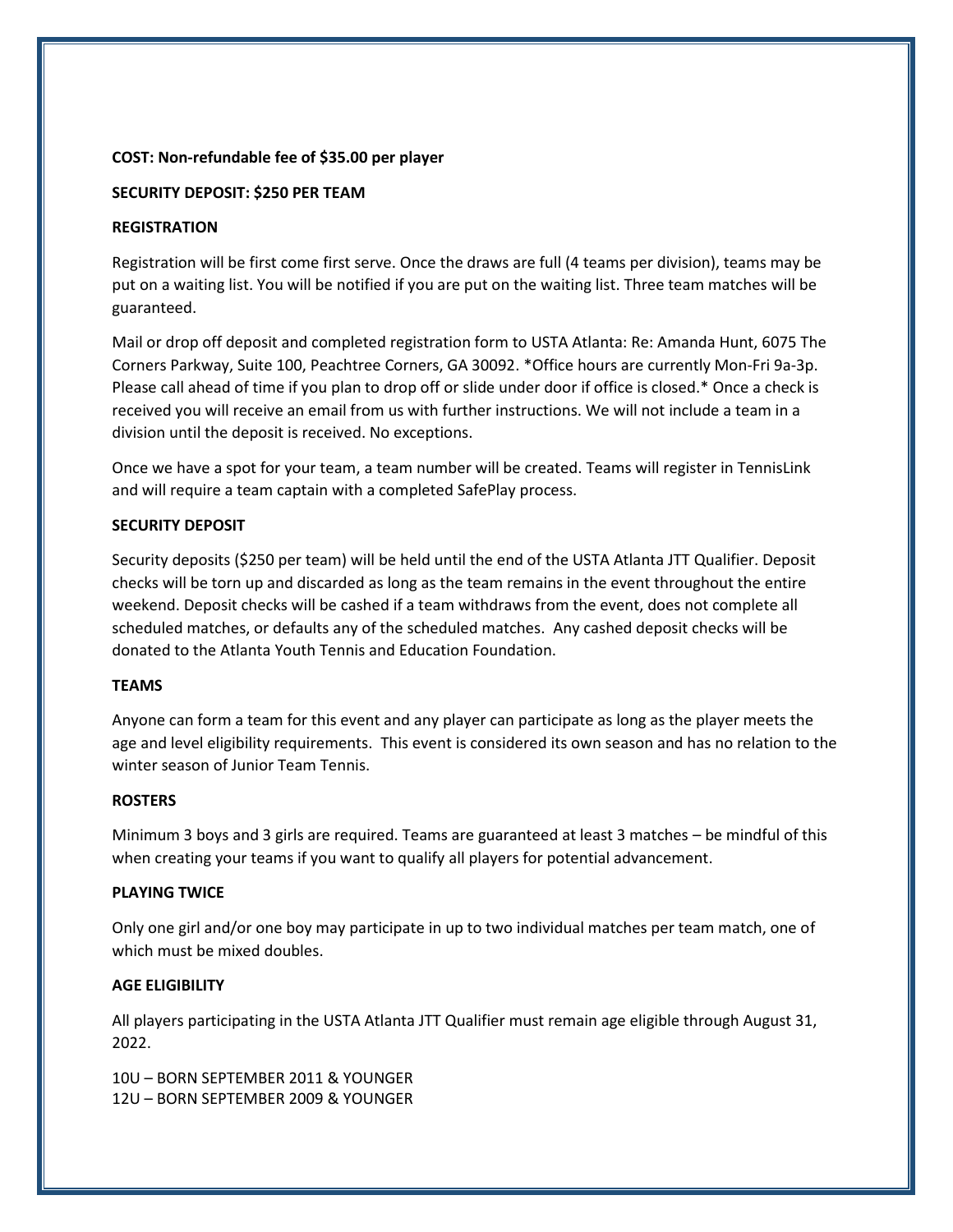**COST: Non-refundable fee of $35.00 per player**

**SECURITY DEPOSIT: $250 PER TEAM**

**REGISTRATION**

Registration will be first come first serve. Once the draws are full (4 teams per division), teams may be put on a waiting list. You will be notified if you are put on the waiting list. Three team matches will be guaranteed.

Mail or drop off deposit and completed registration form to USTA Atlanta: Re: Amanda Hunt, 6075 The Corners Parkway, Suite 100, Peachtree Corners, GA 30092. *Office hours are currently Mon-Fri 9a-3p. Please call ahead of time if you plan to drop off or slide under door if office is closed.* Once a check is received you will receive an email from us with further instructions. We will not include a team in a division until the deposit is received. No exceptions.

Once we have a spot for your team, a team number will be created. Teams will register in TennisLink and will require a team captain with a completed SafePlay process.

**SECURITY DEPOSIT**

Security deposits ($250 per team) will be held until the end of the USTA Atlanta JTT Qualifier. Deposit checks will be torn up and discarded as long as the team remains in the event throughout the entire weekend. Deposit checks will be cashed if a team withdraws from the event, does not complete all scheduled matches, or defaults any of the scheduled matches. Any cashed deposit checks will be donated to the Atlanta Youth Tennis and Education Foundation.

**TEAMS**

Anyone can form a team for this event and any player can participate as long as the player meets the age and level eligibility requirements. This event is considered its own season and has no relation to the winter season of Junior Team Tennis.

**ROSTERS**

Minimum 3 boys and 3 girls are required. Teams are guaranteed at least 3 matches – be mindful of this when creating your teams if you want to qualify all players for potential advancement.

**PLAYING TWICE**

Only one girl and/or one boy may participate in up to two individual matches per team match, one of which must be mixed doubles.

**AGE ELIGIBILITY**

All players participating in the USTA Atlanta JTT Qualifier must remain age eligible through August 31, 2022.

10U – BORN SEPTEMBER 2011 & YOUNGER
12U – BORN SEPTEMBER 2009 & YOUNGER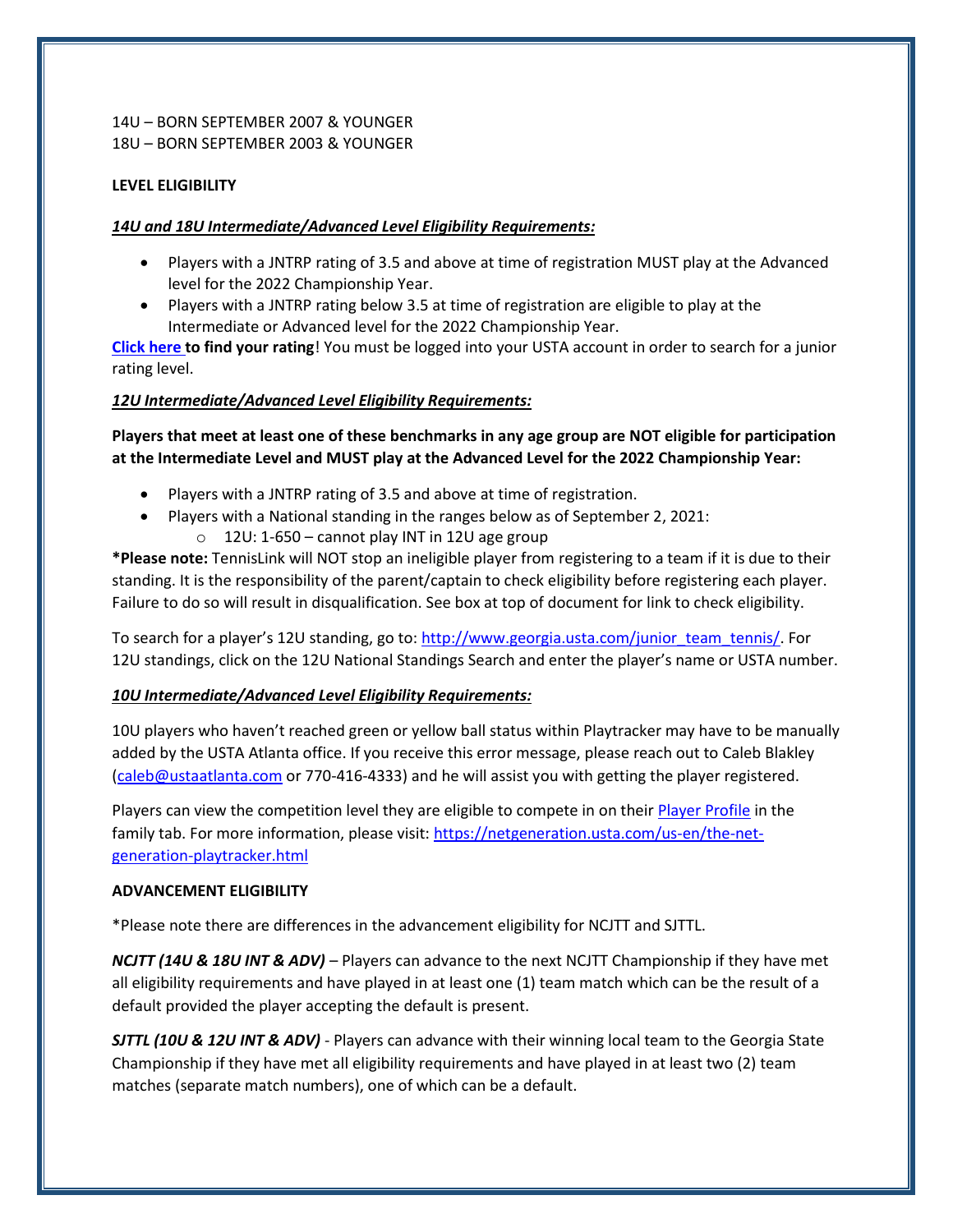14U – BORN SEPTEMBER 2007 & YOUNGER
18U – BORN SEPTEMBER 2003 & YOUNGER

**LEVEL ELIGIBILITY**

***14U and 18U Intermediate/Advanced Level Eligibility Requirements:***

- Players with a JNTRP rating of 3.5 and above at time of registration MUST play at the Advanced level for the 2022 Championship Year.
- Players with a JNTRP rating below 3.5 at time of registration are eligible to play at the Intermediate or Advanced level for the 2022 Championship Year.

**Click here to find your rating**! You must be logged into your USTA account in order to search for a junior rating level.

***12U Intermediate/Advanced Level Eligibility Requirements:***

**Players that meet at least one of these benchmarks in any age group are NOT eligible for participation at the Intermediate Level and MUST play at the Advanced Level for the 2022 Championship Year:**

- Players with a JNTRP rating of 3.5 and above at time of registration.
- Players with a National standing in the ranges below as of September 2, 2021:
  - 12U: 1-650 – cannot play INT in 12U age group

***Please note:** TennisLink will NOT stop an ineligible player from registering to a team if it is due to their standing. It is the responsibility of the parent/captain to check eligibility before registering each player. Failure to do so will result in disqualification. See box at top of document for link to check eligibility.

To search for a player's 12U standing, go to: http://www.georgia.usta.com/junior_team_tennis/. For 12U standings, click on the 12U National Standings Search and enter the player's name or USTA number.

***10U Intermediate/Advanced Level Eligibility Requirements:***

10U players who haven't reached green or yellow ball status within Playtracker may have to be manually added by the USTA Atlanta office. If you receive this error message, please reach out to Caleb Blakley (caleb@ustaatlanta.com or 770-416-4333) and he will assist you with getting the player registered.

Players can view the competition level they are eligible to compete in on their Player Profile in the family tab. For more information, please visit: https://netgeneration.usta.com/us-en/the-net-generation-playtracker.html

**ADVANCEMENT ELIGIBILITY**

*Please note there are differences in the advancement eligibility for NCJTT and SJTTL.

***NCJTT (14U & 18U INT & ADV)*** – Players can advance to the next NCJTT Championship if they have met all eligibility requirements and have played in at least one (1) team match which can be the result of a default provided the player accepting the default is present.

***SJTTL (10U & 12U INT & ADV)*** - Players can advance with their winning local team to the Georgia State Championship if they have met all eligibility requirements and have played in at least two (2) team matches (separate match numbers), one of which can be a default.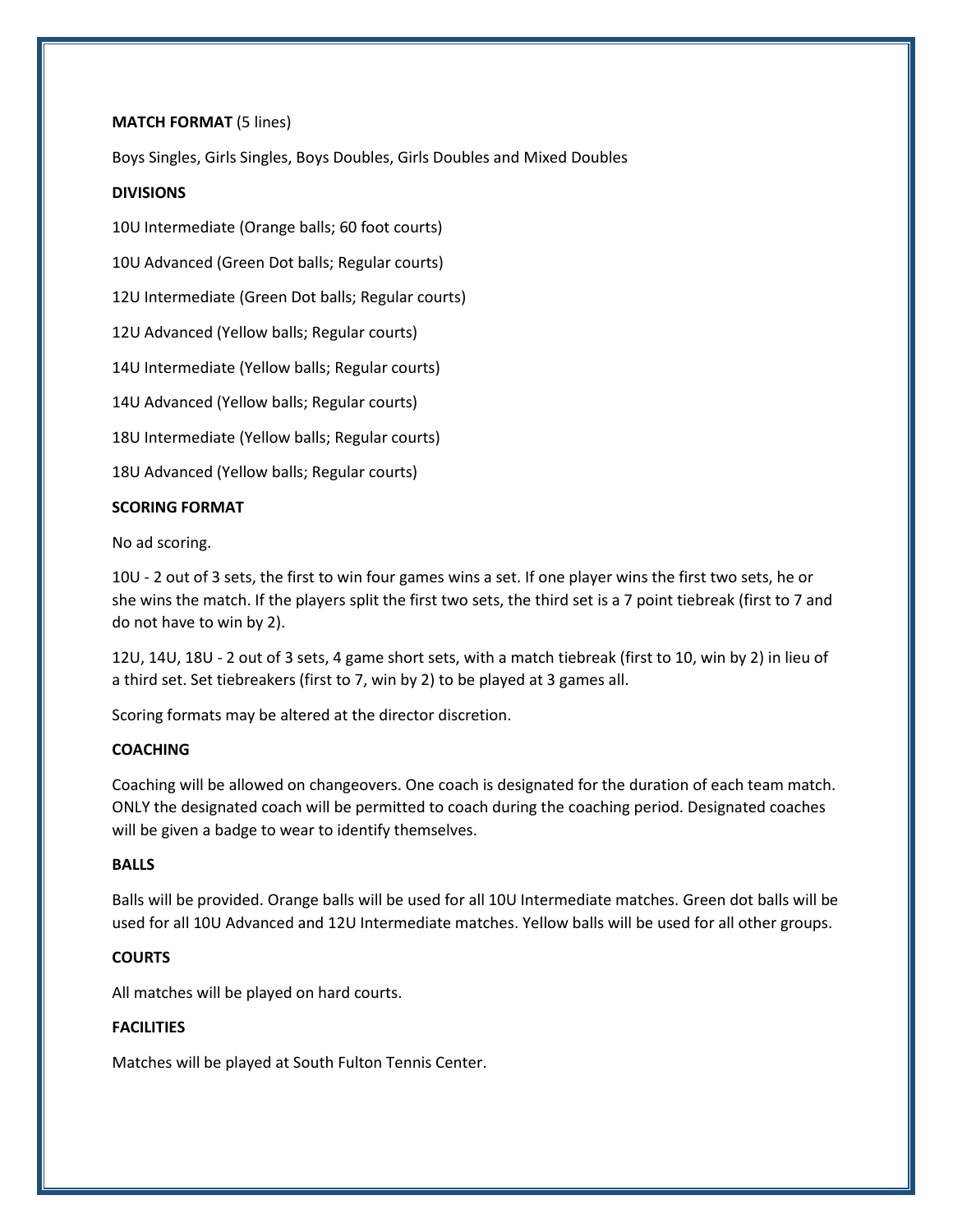**MATCH FORMAT** (5 lines)

Boys Singles, Girls Singles, Boys Doubles, Girls Doubles and Mixed Doubles

**DIVISIONS**

10U Intermediate (Orange balls; 60 foot courts)

10U Advanced (Green Dot balls; Regular courts)

12U Intermediate (Green Dot balls; Regular courts)

12U Advanced (Yellow balls; Regular courts)

14U Intermediate (Yellow balls; Regular courts)

14U Advanced (Yellow balls; Regular courts)

18U Intermediate (Yellow balls; Regular courts)

18U Advanced (Yellow balls; Regular courts)

**SCORING FORMAT**

No ad scoring.

10U - 2 out of 3 sets, the first to win four games wins a set. If one player wins the first two sets, he or she wins the match. If the players split the first two sets, the third set is a 7 point tiebreak (first to 7 and do not have to win by 2).

12U, 14U, 18U - 2 out of 3 sets, 4 game short sets, with a match tiebreak (first to 10, win by 2) in lieu of a third set. Set tiebreakers (first to 7, win by 2) to be played at 3 games all.

Scoring formats may be altered at the director discretion.

**COACHING**

Coaching will be allowed on changeovers. One coach is designated for the duration of each team match. ONLY the designated coach will be permitted to coach during the coaching period. Designated coaches will be given a badge to wear to identify themselves.

**BALLS**

Balls will be provided. Orange balls will be used for all 10U Intermediate matches. Green dot balls will be used for all 10U Advanced and 12U Intermediate matches. Yellow balls will be used for all other groups.

**COURTS**

All matches will be played on hard courts.

**FACILITIES**

Matches will be played at South Fulton Tennis Center.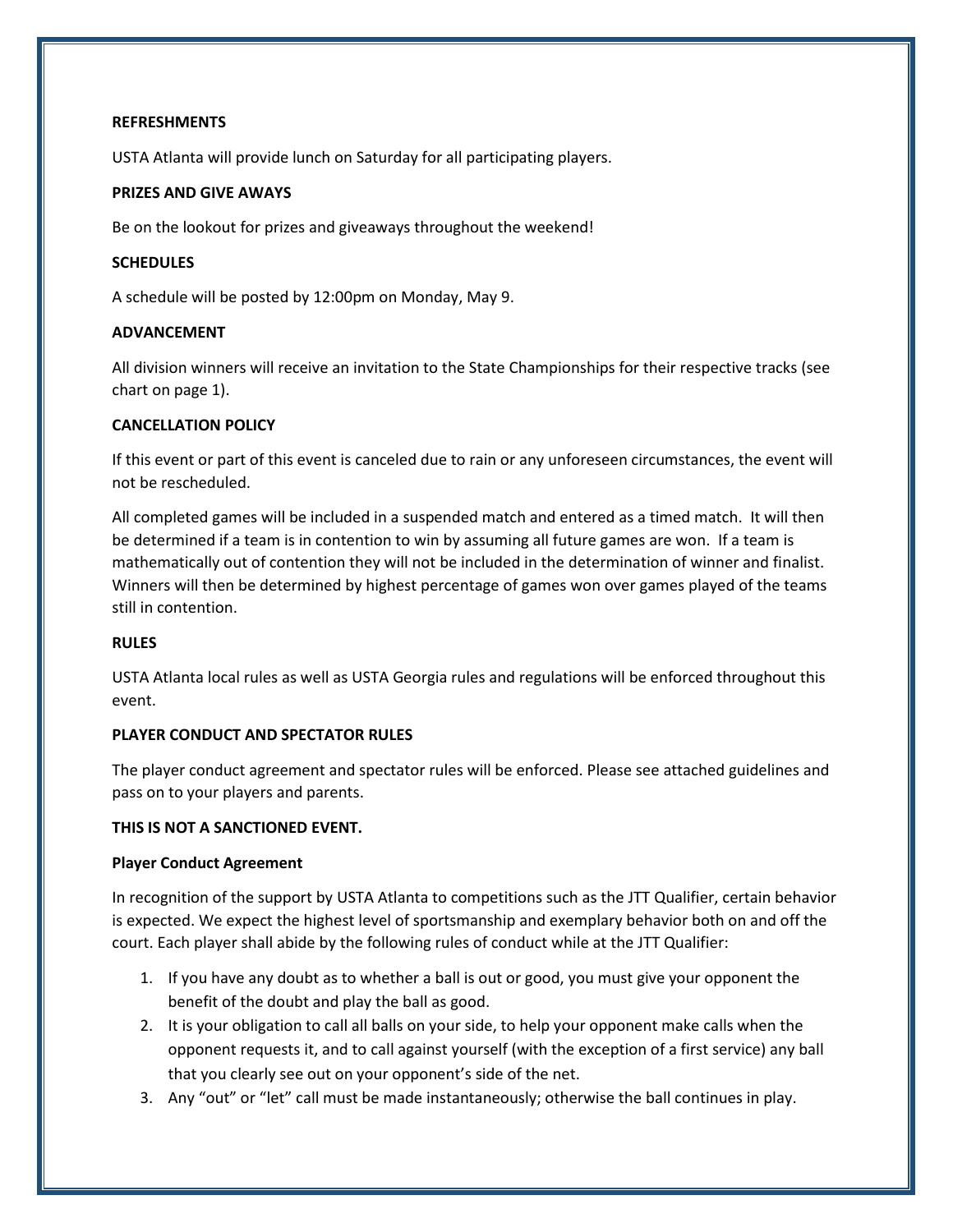**REFRESHMENTS**

USTA Atlanta will provide lunch on Saturday for all participating players.

**PRIZES AND GIVE AWAYS**

Be on the lookout for prizes and giveaways throughout the weekend!

**SCHEDULES**

A schedule will be posted by 12:00pm on Monday, May 9.

**ADVANCEMENT**

All division winners will receive an invitation to the State Championships for their respective tracks (see chart on page 1).

**CANCELLATION POLICY**

If this event or part of this event is canceled due to rain or any unforeseen circumstances, the event will not be rescheduled.

All completed games will be included in a suspended match and entered as a timed match. It will then be determined if a team is in contention to win by assuming all future games are won. If a team is mathematically out of contention they will not be included in the determination of winner and finalist. Winners will then be determined by highest percentage of games won over games played of the teams still in contention.

**RULES**

USTA Atlanta local rules as well as USTA Georgia rules and regulations will be enforced throughout this event.

**PLAYER CONDUCT AND SPECTATOR RULES**

The player conduct agreement and spectator rules will be enforced. Please see attached guidelines and pass on to your players and parents.

**THIS IS NOT A SANCTIONED EVENT.**

**Player Conduct Agreement**

In recognition of the support by USTA Atlanta to competitions such as the JTT Qualifier, certain behavior is expected. We expect the highest level of sportsmanship and exemplary behavior both on and off the court. Each player shall abide by the following rules of conduct while at the JTT Qualifier:

1. If you have any doubt as to whether a ball is out or good, you must give your opponent the benefit of the doubt and play the ball as good.
2. It is your obligation to call all balls on your side, to help your opponent make calls when the opponent requests it, and to call against yourself (with the exception of a first service) any ball that you clearly see out on your opponent's side of the net.
3. Any "out" or "let" call must be made instantaneously; otherwise the ball continues in play.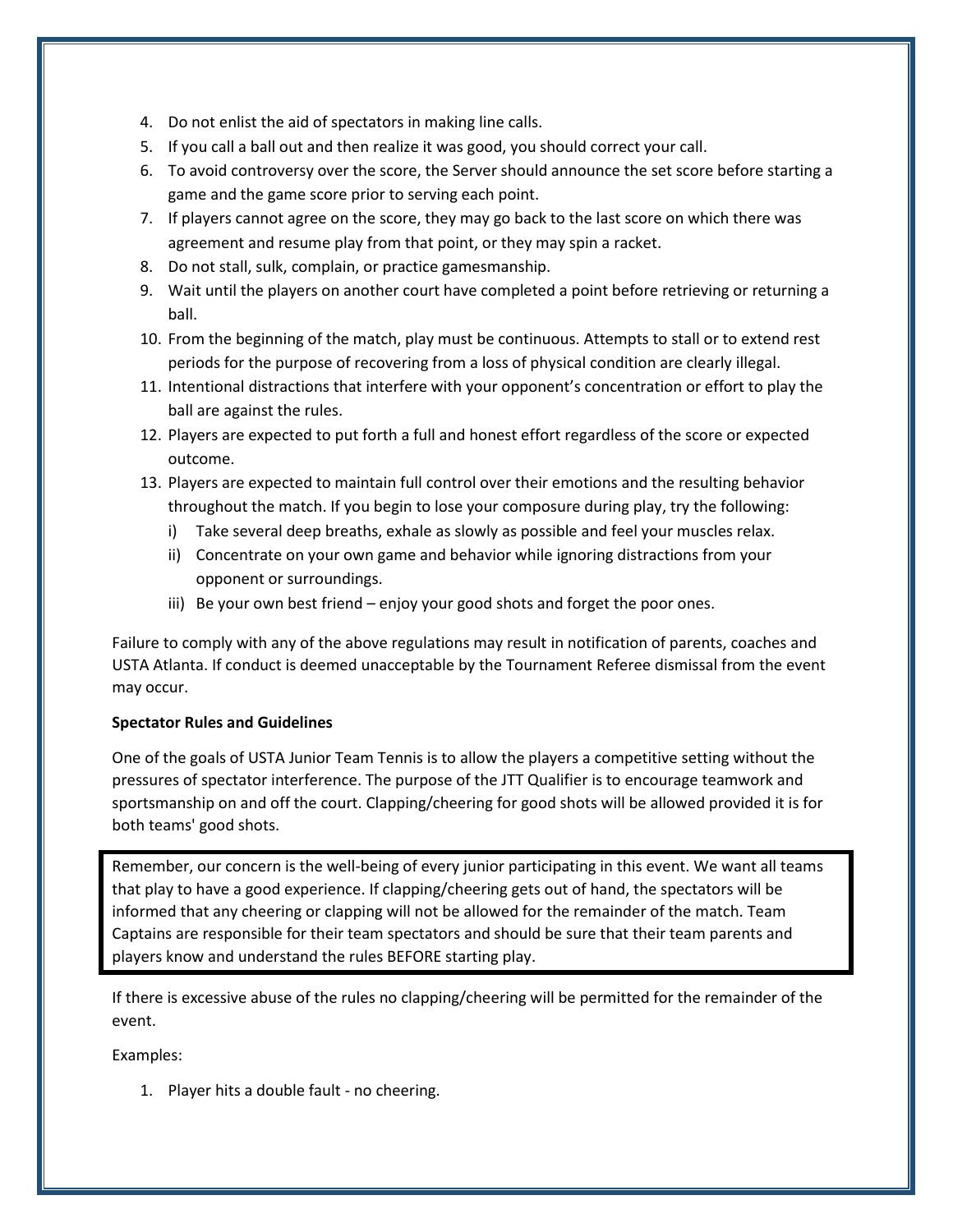4. Do not enlist the aid of spectators in making line calls.
5. If you call a ball out and then realize it was good, you should correct your call.
6. To avoid controversy over the score, the Server should announce the set score before starting a game and the game score prior to serving each point.
7. If players cannot agree on the score, they may go back to the last score on which there was agreement and resume play from that point, or they may spin a racket.
8. Do not stall, sulk, complain, or practice gamesmanship.
9. Wait until the players on another court have completed a point before retrieving or returning a ball.
10. From the beginning of the match, play must be continuous. Attempts to stall or to extend rest periods for the purpose of recovering from a loss of physical condition are clearly illegal.
11. Intentional distractions that interfere with your opponent's concentration or effort to play the ball are against the rules.
12. Players are expected to put forth a full and honest effort regardless of the score or expected outcome.
13. Players are expected to maintain full control over their emotions and the resulting behavior throughout the match. If you begin to lose your composure during play, try the following:
    i) Take several deep breaths, exhale as slowly as possible and feel your muscles relax.
    ii) Concentrate on your own game and behavior while ignoring distractions from your opponent or surroundings.
    iii) Be your own best friend – enjoy your good shots and forget the poor ones.

Failure to comply with any of the above regulations may result in notification of parents, coaches and USTA Atlanta. If conduct is deemed unacceptable by the Tournament Referee dismissal from the event may occur.

**Spectator Rules and Guidelines**

One of the goals of USTA Junior Team Tennis is to allow the players a competitive setting without the pressures of spectator interference. The purpose of the JTT Qualifier is to encourage teamwork and sportsmanship on and off the court. Clapping/cheering for good shots will be allowed provided it is for both teams' good shots.

Remember, our concern is the well-being of every junior participating in this event. We want all teams that play to have a good experience. If clapping/cheering gets out of hand, the spectators will be informed that any cheering or clapping will not be allowed for the remainder of the match. Team Captains are responsible for their team spectators and should be sure that their team parents and players know and understand the rules BEFORE starting play.

If there is excessive abuse of the rules no clapping/cheering will be permitted for the remainder of the event.

Examples:

1. Player hits a double fault - no cheering.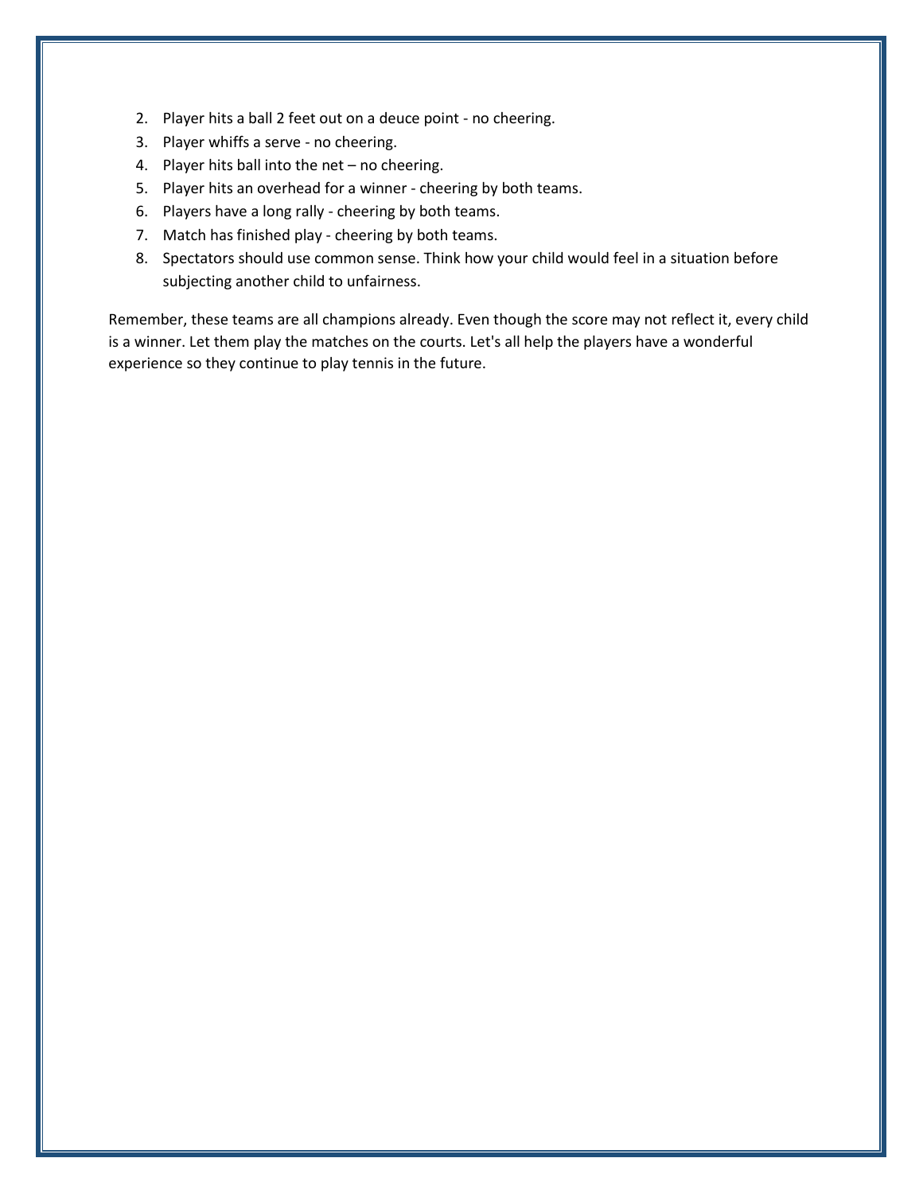2. Player hits a ball 2 feet out on a deuce point - no cheering.
3. Player whiffs a serve - no cheering.
4. Player hits ball into the net – no cheering.
5. Player hits an overhead for a winner - cheering by both teams.
6. Players have a long rally - cheering by both teams.
7. Match has finished play - cheering by both teams.
8. Spectators should use common sense. Think how your child would feel in a situation before subjecting another child to unfairness.

Remember, these teams are all champions already. Even though the score may not reflect it, every child is a winner. Let them play the matches on the courts. Let's all help the players have a wonderful experience so they continue to play tennis in the future.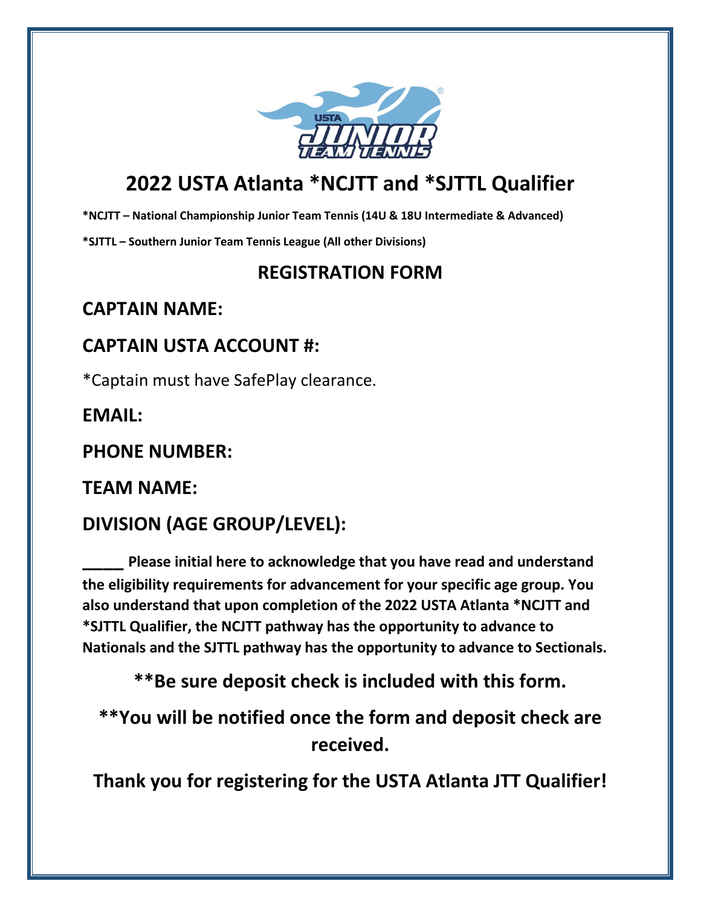# 2022 USTA Atlanta *NCJTT and *SJTTL Qualifier

**\*NCJTT – National Championship Junior Team Tennis (14U & 18U Intermediate & Advanced)**

**\*SJTTL – Southern Junior Team Tennis League (All other Divisions)**

## REGISTRATION FORM

### CAPTAIN NAME:

### CAPTAIN USTA ACCOUNT #:

*Captain must have SafePlay clearance.

### EMAIL:

### PHONE NUMBER:

### TEAM NAME:

### DIVISION (AGE GROUP/LEVEL):

**_____ Please initial here to acknowledge that you have read and understand the eligibility requirements for advancement for your specific age group. You also understand that upon completion of the 2022 USTA Atlanta *NCJTT and *SJTTL Qualifier, the NCJTT pathway has the opportunity to advance to Nationals and the SJTTL pathway has the opportunity to advance to Sectionals.**

**\*\*Be sure deposit check is included with this form.**

**\*\*You will be notified once the form and deposit check are received.**

**Thank you for registering for the USTA Atlanta JTT Qualifier!**